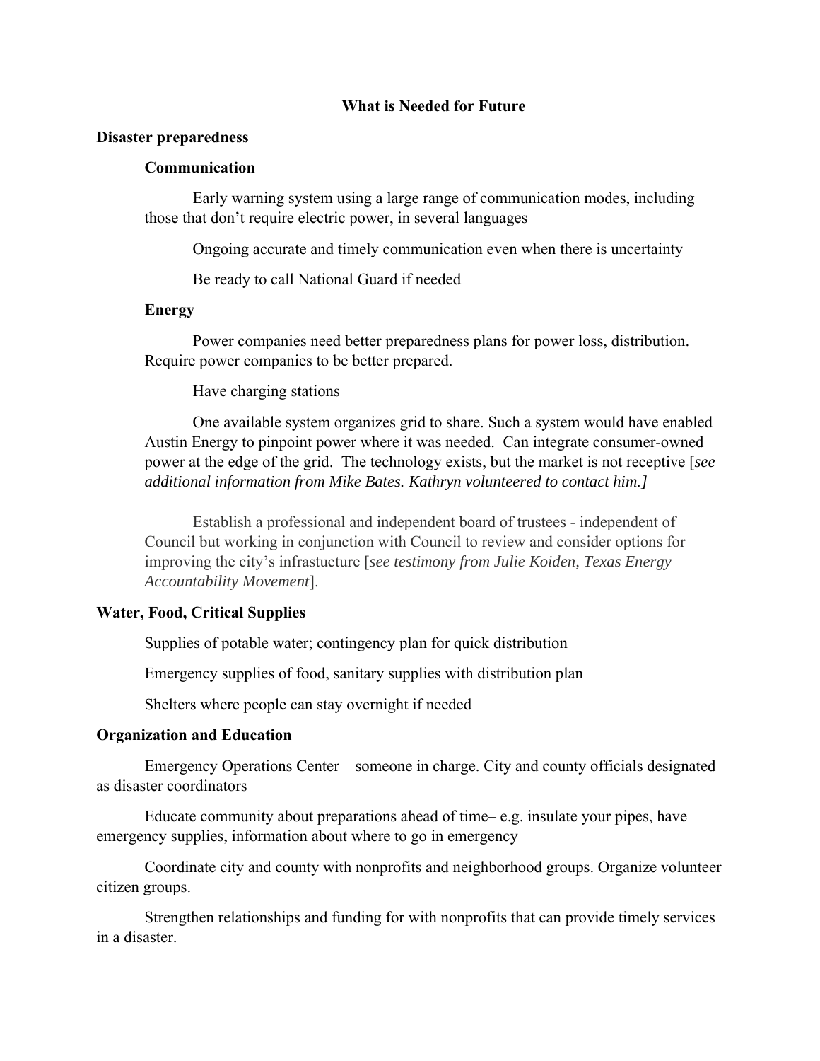# What is Needed for Future

## Disaster preparedness

### Communication

Early warning system using a large range of communication modes, including those that don't require electric power, in several languages

Ongoing accurate and timely communication even when there is uncertainty

Be ready to call National Guard if needed

### Energy

Power companies need better preparedness plans for power loss, distribution. Require power companies to be better prepared.

Have charging stations

One available system organizes grid to share. Such a system would have enabled Austin Energy to pinpoint power where it was needed. Can integrate consumer-owned power at the edge of the grid. The technology exists, but the market is not receptive [*see additional information from Mike Bates. Kathryn volunteered to contact him.]*

Establish a professional and independent board of trustees - independent of Council but working in conjunction with Council to review and consider options for improving the city's infrastucture [*see testimony from Julie Koiden, Texas Energy Accountability Movement*].

## Water, Food, Critical Supplies

Supplies of potable water; contingency plan for quick distribution

Emergency supplies of food, sanitary supplies with distribution plan

Shelters where people can stay overnight if needed

## Organization and Education

Emergency Operations Center – someone in charge. City and county officials designated as disaster coordinators

Educate community about preparations ahead of time– e.g. insulate your pipes, have emergency supplies, information about where to go in emergency

Coordinate city and county with nonprofits and neighborhood groups. Organize volunteer citizen groups.

Strengthen relationships and funding for with nonprofits that can provide timely services in a disaster.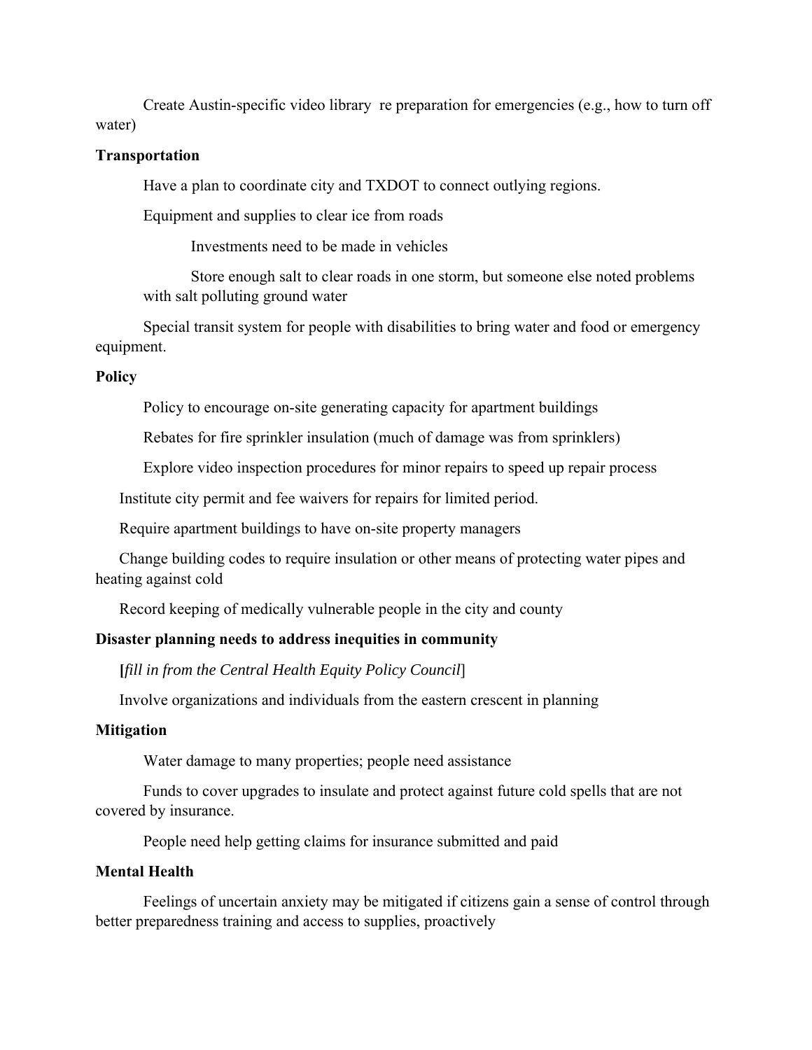Create Austin-specific video library re preparation for emergencies (e.g., how to turn off water)

**Transportation**

Have a plan to coordinate city and TXDOT to connect outlying regions.

Equipment and supplies to clear ice from roads

Investments need to be made in vehicles

Store enough salt to clear roads in one storm, but someone else noted problems with salt polluting ground water

Special transit system for people with disabilities to bring water and food or emergency equipment.

**Policy**

Policy to encourage on-site generating capacity for apartment buildings

Rebates for fire sprinkler insulation (much of damage was from sprinklers)

Explore video inspection procedures for minor repairs to speed up repair process

Institute city permit and fee waivers for repairs for limited period.

Require apartment buildings to have on-site property managers

Change building codes to require insulation or other means of protecting water pipes and heating against cold

Record keeping of medically vulnerable people in the city and county

**Disaster planning needs to address inequities in community**

**[***fill in from the Central Health Equity Policy Council*]

Involve organizations and individuals from the eastern crescent in planning

**Mitigation**

Water damage to many properties; people need assistance

Funds to cover upgrades to insulate and protect against future cold spells that are not covered by insurance.

People need help getting claims for insurance submitted and paid

**Mental Health**

Feelings of uncertain anxiety may be mitigated if citizens gain a sense of control through better preparedness training and access to supplies, proactively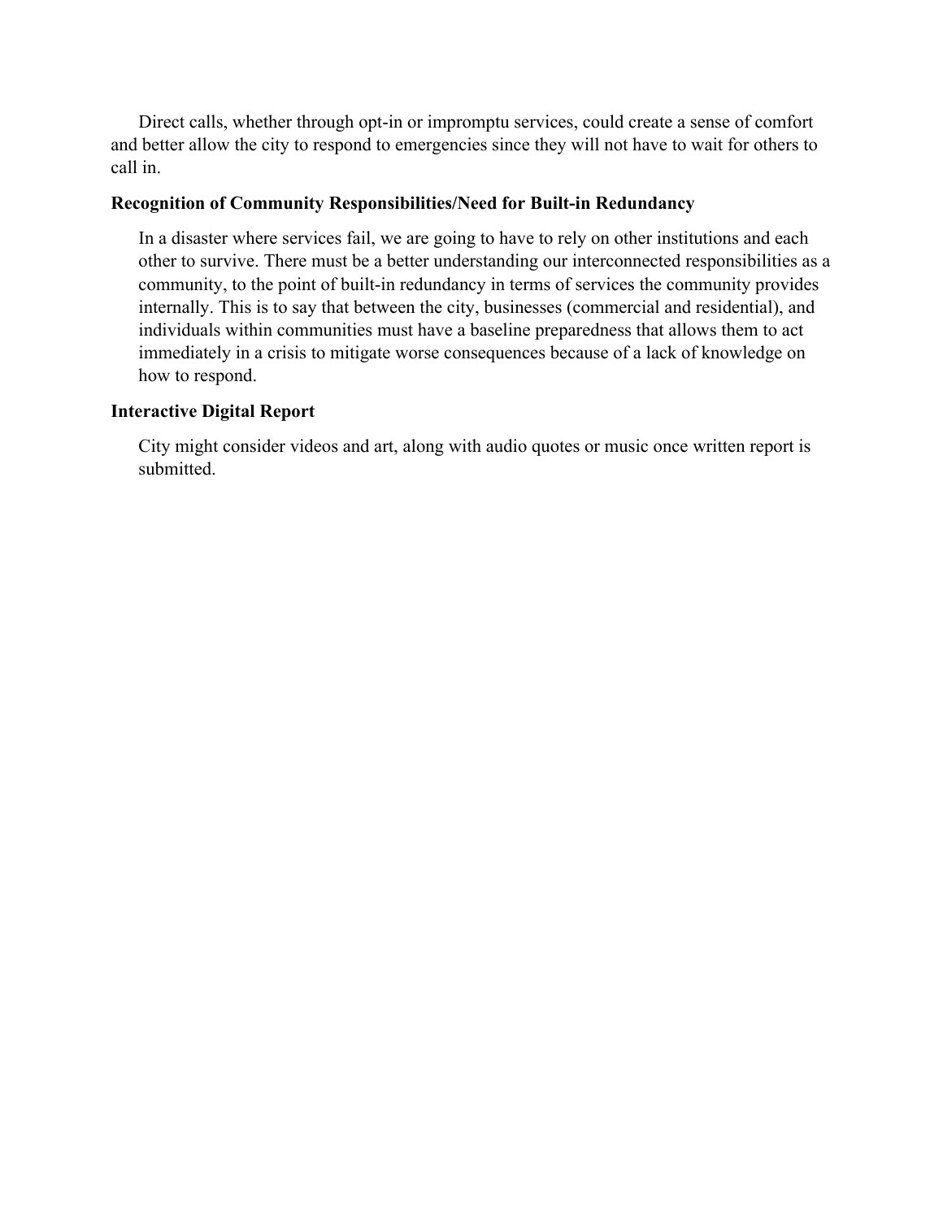Direct calls, whether through opt-in or impromptu services, could create a sense of comfort and better allow the city to respond to emergencies since they will not have to wait for others to call in.

**Recognition of Community Responsibilities/Need for Built-in Redundancy**

In a disaster where services fail, we are going to have to rely on other institutions and each other to survive. There must be a better understanding our interconnected responsibilities as a community, to the point of built-in redundancy in terms of services the community provides internally. This is to say that between the city, businesses (commercial and residential), and individuals within communities must have a baseline preparedness that allows them to act immediately in a crisis to mitigate worse consequences because of a lack of knowledge on how to respond.

**Interactive Digital Report**

City might consider videos and art, along with audio quotes or music once written report is submitted.